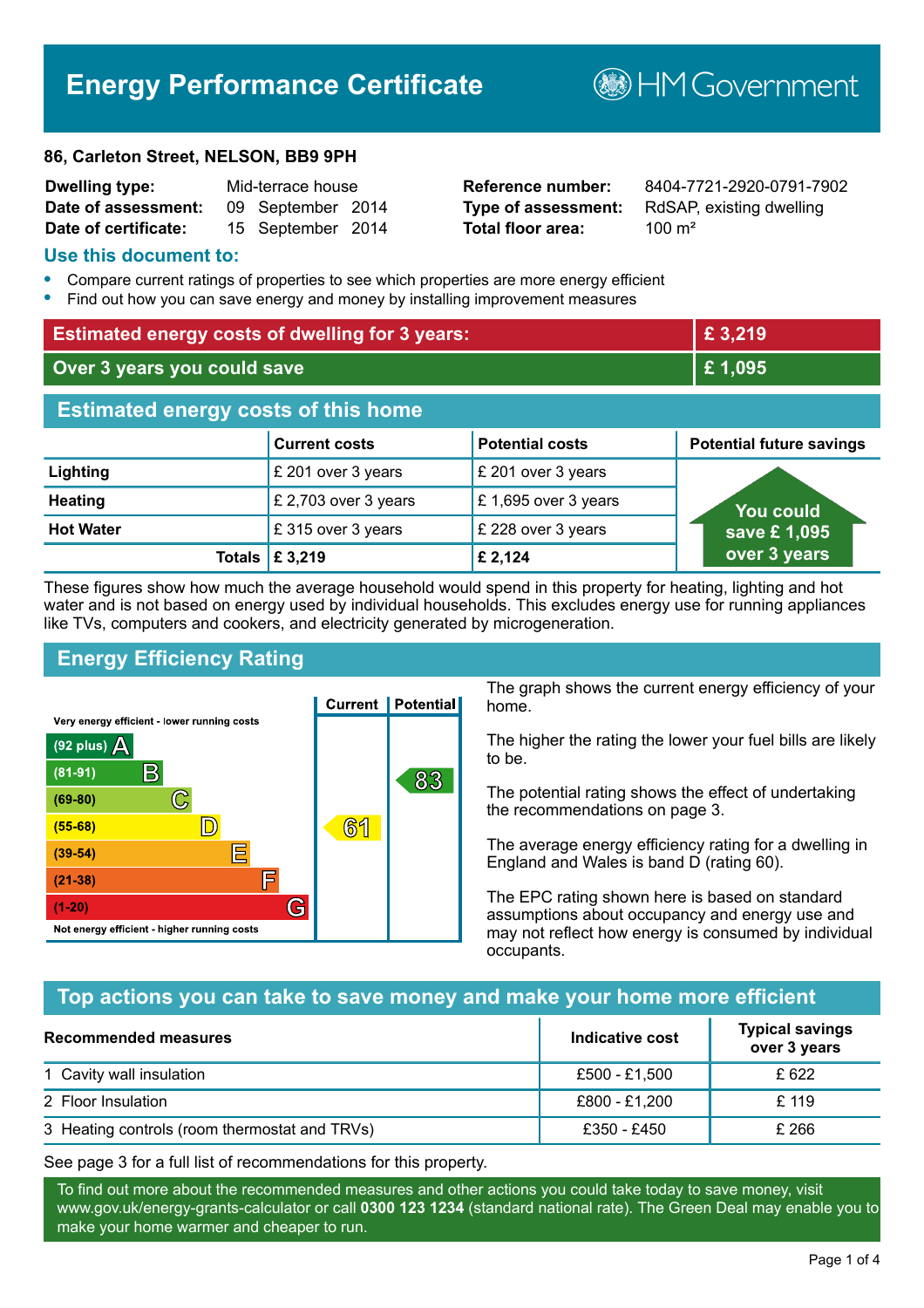# Energy Performance Certificate

HM Government

**86, Carleton Street, NELSON, BB9 9PH**

| | | | |
|---|---|---|---|
| **Dwelling type:** | Mid-terrace house | **Reference number:** | 8404-7721-2920-0791-7902 |
| **Date of assessment:** | 09 September 2014 | **Type of assessment:** | RdSAP, existing dwelling |
| **Date of certificate:** | 15 September 2014 | **Total floor area:** | 100 m² |

## Use this document to:

- Compare current ratings of properties to see which properties are more energy efficient
- Find out how you can save energy and money by installing improvement measures

| | |
|---|---|
| **Estimated energy costs of dwelling for 3 years:** | **£ 3,219** |
| **Over 3 years you could save** | **£ 1,095** |

## Estimated energy costs of this home

| | Current costs | Potential costs | Potential future savings |
|---|---|---|---|
| **Lighting** | £ 201 over 3 years | £ 201 over 3 years | You could save £ 1,095 over 3 years |
| **Heating** | £ 2,703 over 3 years | £ 1,695 over 3 years | |
| **Hot Water** | £ 315 over 3 years | £ 228 over 3 years | |
| **Totals** | **£ 3,219** | **£ 2,124** | |

These figures show how much the average household would spend in this property for heating, lighting and hot water and is not based on energy used by individual households. This excludes energy use for running appliances like TVs, computers and cookers, and electricity generated by microgeneration.

## Energy Efficiency Rating

| Rating band | Current | Potential |
|---|---|---|
| Very energy efficient - lower running costs | | |
| (92 plus) A | | |
| (81-91) B | | 83 |
| (69-80) C | | |
| (55-68) D | 61 | |
| (39-54) E | | |
| (21-38) F | | |
| (1-20) G | | |
| Not energy efficient - higher running costs | | |

The graph shows the current energy efficiency of your home.

The higher the rating the lower your fuel bills are likely to be.

The potential rating shows the effect of undertaking the recommendations on page 3.

The average energy efficiency rating for a dwelling in England and Wales is band D (rating 60).

The EPC rating shown here is based on standard assumptions about occupancy and energy use and may not reflect how energy is consumed by individual occupants.

## Top actions you can take to save money and make your home more efficient

| Recommended measures | Indicative cost | Typical savings over 3 years |
|---|---|---|
| 1 Cavity wall insulation | £500 - £1,500 | £ 622 |
| 2 Floor Insulation | £800 - £1,200 | £ 119 |
| 3 Heating controls (room thermostat and TRVs) | £350 - £450 | £ 266 |

See page 3 for a full list of recommendations for this property.

To find out more about the recommended measures and other actions you could take today to save money, visit www.gov.uk/energy-grants-calculator or call **0300 123 1234** (standard national rate). The Green Deal may enable you to make your home warmer and cheaper to run.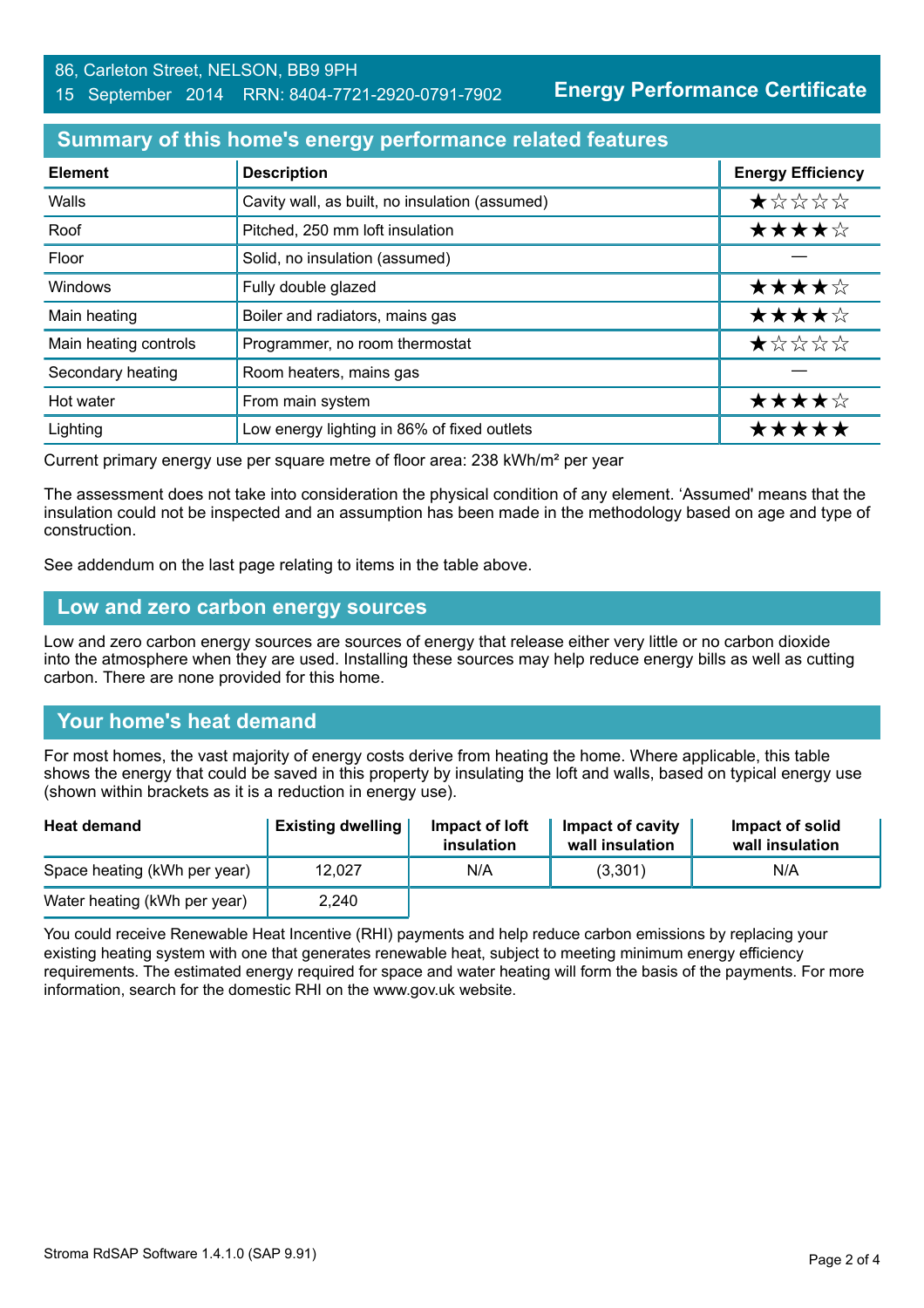86, Carleton Street, NELSON, BB9 9PH
15 September 2014 RRN: 8404-7721-2920-0791-7902

**Energy Performance Certificate**

## Summary of this home's energy performance related features

| Element | Description | Energy Efficiency |
|---|---|---|
| Walls | Cavity wall, as built, no insulation (assumed) | ★☆☆☆☆ |
| Roof | Pitched, 250 mm loft insulation | ★★★★☆ |
| Floor | Solid, no insulation (assumed) | — |
| Windows | Fully double glazed | ★★★★☆ |
| Main heating | Boiler and radiators, mains gas | ★★★★☆ |
| Main heating controls | Programmer, no room thermostat | ★☆☆☆☆ |
| Secondary heating | Room heaters, mains gas | — |
| Hot water | From main system | ★★★★☆ |
| Lighting | Low energy lighting in 86% of fixed outlets | ★★★★★ |

Current primary energy use per square metre of floor area: 238 kWh/m² per year

The assessment does not take into consideration the physical condition of any element. 'Assumed' means that the insulation could not be inspected and an assumption has been made in the methodology based on age and type of construction.

See addendum on the last page relating to items in the table above.

## Low and zero carbon energy sources

Low and zero carbon energy sources are sources of energy that release either very little or no carbon dioxide into the atmosphere when they are used. Installing these sources may help reduce energy bills as well as cutting carbon. There are none provided for this home.

## Your home's heat demand

For most homes, the vast majority of energy costs derive from heating the home. Where applicable, this table shows the energy that could be saved in this property by insulating the loft and walls, based on typical energy use (shown within brackets as it is a reduction in energy use).

| Heat demand | Existing dwelling | Impact of loft insulation | Impact of cavity wall insulation | Impact of solid wall insulation |
|---|---|---|---|---|
| Space heating (kWh per year) | 12,027 | N/A | (3,301) | N/A |
| Water heating (kWh per year) | 2,240 | | | |

You could receive Renewable Heat Incentive (RHI) payments and help reduce carbon emissions by replacing your existing heating system with one that generates renewable heat, subject to meeting minimum energy efficiency requirements. The estimated energy required for space and water heating will form the basis of the payments. For more information, search for the domestic RHI on the www.gov.uk website.

Stroma RdSAP Software 1.4.1.0 (SAP 9.91)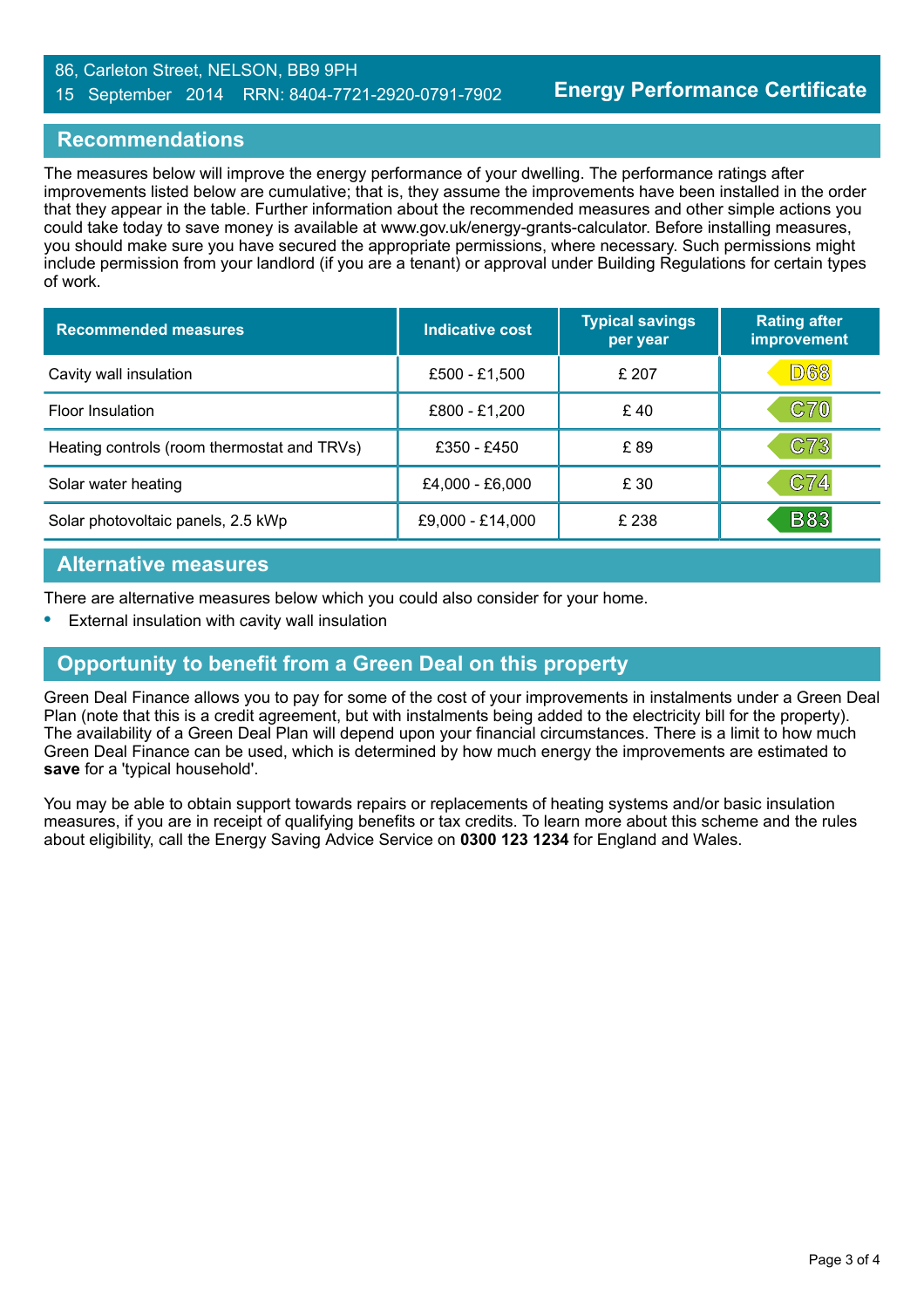86, Carleton Street, NELSON, BB9 9PH
15 September 2014 RRN: 8404-7721-2920-0791-7902

**Energy Performance Certificate**

## Recommendations

The measures below will improve the energy performance of your dwelling. The performance ratings after improvements listed below are cumulative; that is, they assume the improvements have been installed in the order that they appear in the table. Further information about the recommended measures and other simple actions you could take today to save money is available at www.gov.uk/energy-grants-calculator. Before installing measures, you should make sure you have secured the appropriate permissions, where necessary. Such permissions might include permission from your landlord (if you are a tenant) or approval under Building Regulations for certain types of work.

| Recommended measures | Indicative cost | Typical savings per year | Rating after improvement |
| --- | --- | --- | --- |
| Cavity wall insulation | £500 - £1,500 | £ 207 | D68 |
| Floor Insulation | £800 - £1,200 | £ 40 | C70 |
| Heating controls (room thermostat and TRVs) | £350 - £450 | £ 89 | C73 |
| Solar water heating | £4,000 - £6,000 | £ 30 | C74 |
| Solar photovoltaic panels, 2.5 kWp | £9,000 - £14,000 | £ 238 | B83 |

## Alternative measures

There are alternative measures below which you could also consider for your home.

- External insulation with cavity wall insulation

## Opportunity to benefit from a Green Deal on this property

Green Deal Finance allows you to pay for some of the cost of your improvements in instalments under a Green Deal Plan (note that this is a credit agreement, but with instalments being added to the electricity bill for the property). The availability of a Green Deal Plan will depend upon your financial circumstances. There is a limit to how much Green Deal Finance can be used, which is determined by how much energy the improvements are estimated to **save** for a 'typical household'.

You may be able to obtain support towards repairs or replacements of heating systems and/or basic insulation measures, if you are in receipt of qualifying benefits or tax credits. To learn more about this scheme and the rules about eligibility, call the Energy Saving Advice Service on **0300 123 1234** for England and Wales.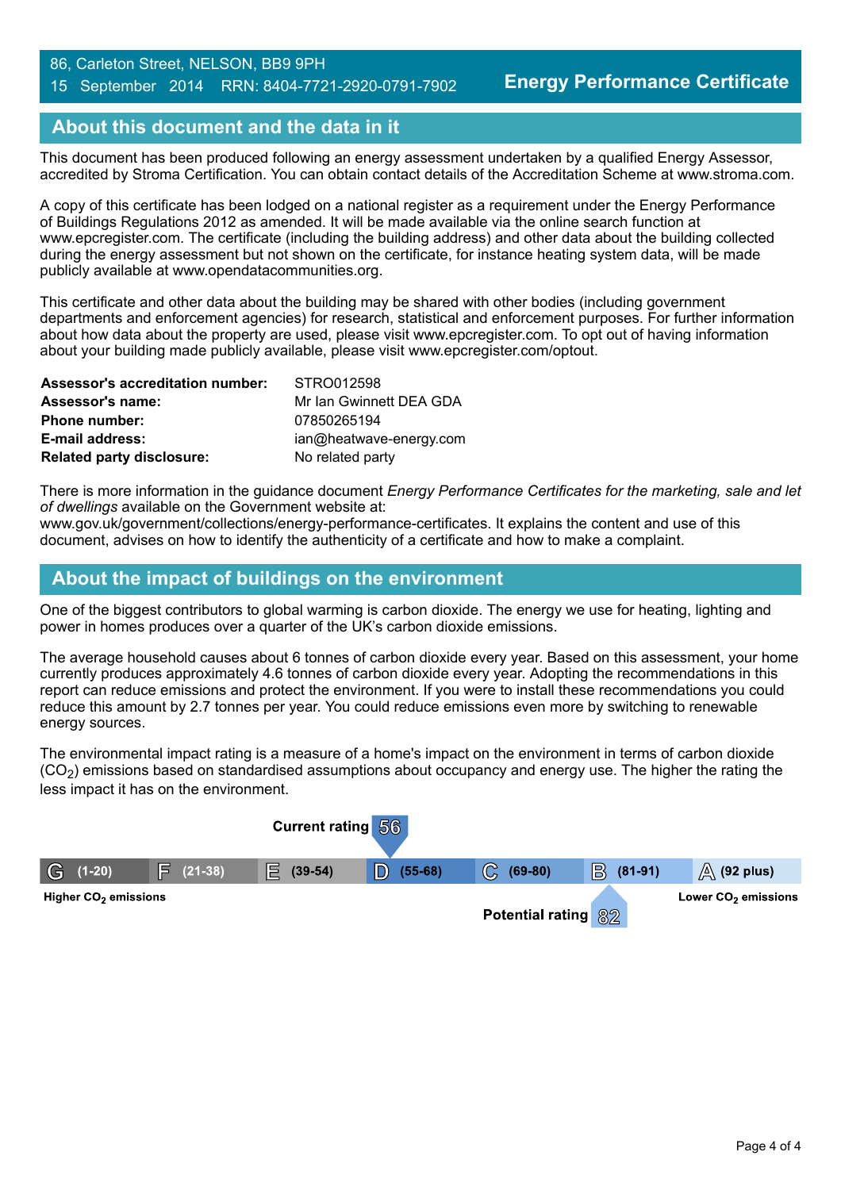86, Carleton Street, NELSON, BB9 9PH
15 September 2014 RRN: 8404-7721-2920-0791-7902

**Energy Performance Certificate**

## About this document and the data in it

This document has been produced following an energy assessment undertaken by a qualified Energy Assessor, accredited by Stroma Certification. You can obtain contact details of the Accreditation Scheme at www.stroma.com.

A copy of this certificate has been lodged on a national register as a requirement under the Energy Performance of Buildings Regulations 2012 as amended. It will be made available via the online search function at www.epcregister.com. The certificate (including the building address) and other data about the building collected during the energy assessment but not shown on the certificate, for instance heating system data, will be made publicly available at www.opendatacommunities.org.

This certificate and other data about the building may be shared with other bodies (including government departments and enforcement agencies) for research, statistical and enforcement purposes. For further information about how data about the property are used, please visit www.epcregister.com. To opt out of having information about your building made publicly available, please visit www.epcregister.com/optout.

| | |
|---|---|
| **Assessor's accreditation number:** | STRO012598 |
| **Assessor's name:** | Mr Ian Gwinnett DEA GDA |
| **Phone number:** | 07850265194 |
| **E-mail address:** | ian@heatwave-energy.com |
| **Related party disclosure:** | No related party |

There is more information in the guidance document *Energy Performance Certificates for the marketing, sale and let of dwellings* available on the Government website at: www.gov.uk/government/collections/energy-performance-certificates. It explains the content and use of this document, advises on how to identify the authenticity of a certificate and how to make a complaint.

## About the impact of buildings on the environment

One of the biggest contributors to global warming is carbon dioxide. The energy we use for heating, lighting and power in homes produces over a quarter of the UK's carbon dioxide emissions.

The average household causes about 6 tonnes of carbon dioxide every year. Based on this assessment, your home currently produces approximately 4.6 tonnes of carbon dioxide every year. Adopting the recommendations in this report can reduce emissions and protect the environment. If you were to install these recommendations you could reduce this amount by 2.7 tonnes per year. You could reduce emissions even more by switching to renewable energy sources.

The environmental impact rating is a measure of a home's impact on the environment in terms of carbon dioxide ($CO_2$) emissions based on standardised assumptions about occupancy and energy use. The higher the rating the less impact it has on the environment.

Current rating 56

G (1-20)
F (21-38)
E (39-54)
D (55-68)
C (69-80)
B (81-91)
A (92 plus)

Higher $CO_2$ emissions

Lower $CO_2$ emissions

Potential rating 82